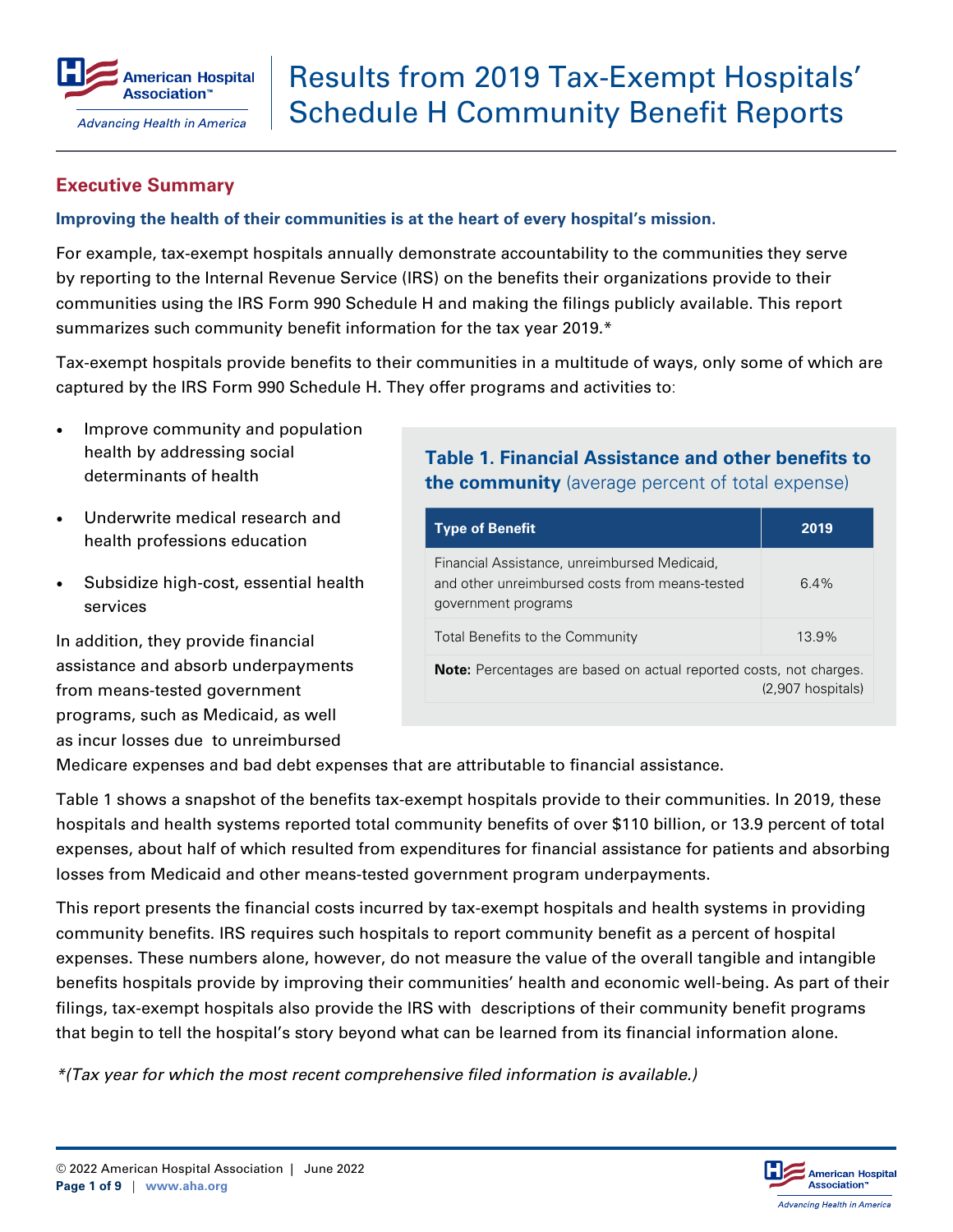# Results from 2019 Tax-Exempt Hospitals' Schedule H Community Benefit Reports

## Executive Summary

**Improving the health of their communities is at the heart of every hospital's mission.**

For example, tax-exempt hospitals annually demonstrate accountability to the communities they serve by reporting to the Internal Revenue Service (IRS) on the benefits their organizations provide to their communities using the IRS Form 990 Schedule H and making the filings publicly available. This report summarizes such community benefit information for the tax year 2019.*

Tax-exempt hospitals provide benefits to their communities in a multitude of ways, only some of which are captured by the IRS Form 990 Schedule H. They offer programs and activities to:

- Improve community and population health by addressing social determinants of health
- Underwrite medical research and health professions education
- Subsidize high-cost, essential health services

In addition, they provide financial assistance and absorb underpayments from means-tested government programs, such as Medicaid, as well as incur losses due to unreimbursed Medicare expenses and bad debt expenses that are attributable to financial assistance.

### Table 1. Financial Assistance and other benefits to the community (average percent of total expense)

| Type of Benefit | 2019 |
|---|---|
| Financial Assistance, unreimbursed Medicaid, and other unreimbursed costs from means-tested government programs | 6.4% |
| Total Benefits to the Community | 13.9% |

**Note:** Percentages are based on actual reported costs, not charges. (2,907 hospitals)

Table 1 shows a snapshot of the benefits tax-exempt hospitals provide to their communities. In 2019, these hospitals and health systems reported total community benefits of over $110 billion, or 13.9 percent of total expenses, about half of which resulted from expenditures for financial assistance for patients and absorbing losses from Medicaid and other means-tested government program underpayments.

This report presents the financial costs incurred by tax-exempt hospitals and health systems in providing community benefits. IRS requires such hospitals to report community benefit as a percent of hospital expenses. These numbers alone, however, do not measure the value of the overall tangible and intangible benefits hospitals provide by improving their communities' health and economic well-being. As part of their filings, tax-exempt hospitals also provide the IRS with descriptions of their community benefit programs that begin to tell the hospital's story beyond what can be learned from its financial information alone.

*\*(Tax year for which the most recent comprehensive filed information is available.)*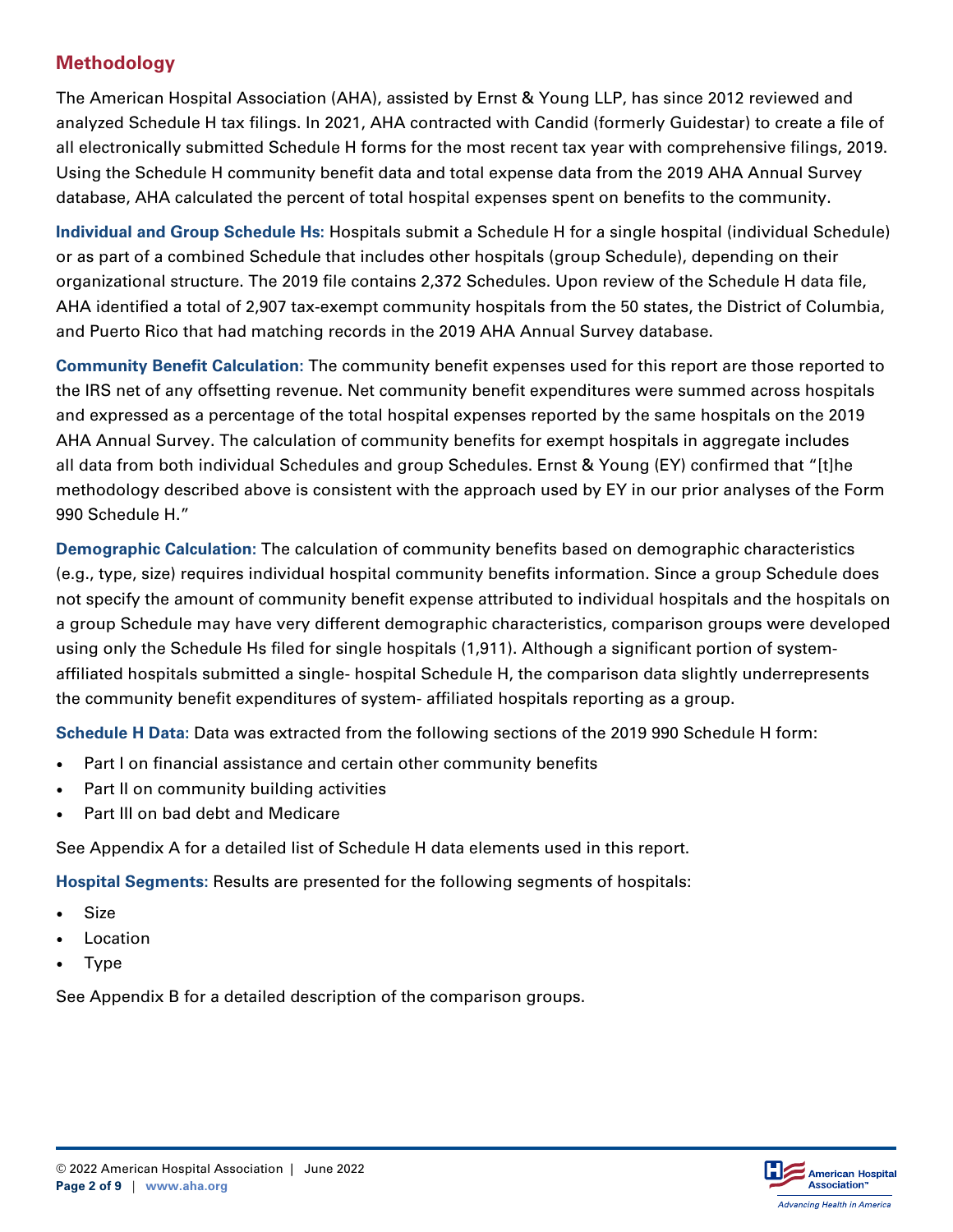## Methodology

The American Hospital Association (AHA), assisted by Ernst & Young LLP, has since 2012 reviewed and analyzed Schedule H tax filings. In 2021, AHA contracted with Candid (formerly Guidestar) to create a file of all electronically submitted Schedule H forms for the most recent tax year with comprehensive filings, 2019. Using the Schedule H community benefit data and total expense data from the 2019 AHA Annual Survey database, AHA calculated the percent of total hospital expenses spent on benefits to the community.

**Individual and Group Schedule Hs:** Hospitals submit a Schedule H for a single hospital (individual Schedule) or as part of a combined Schedule that includes other hospitals (group Schedule), depending on their organizational structure. The 2019 file contains 2,372 Schedules. Upon review of the Schedule H data file, AHA identified a total of 2,907 tax-exempt community hospitals from the 50 states, the District of Columbia, and Puerto Rico that had matching records in the 2019 AHA Annual Survey database.

**Community Benefit Calculation:** The community benefit expenses used for this report are those reported to the IRS net of any offsetting revenue. Net community benefit expenditures were summed across hospitals and expressed as a percentage of the total hospital expenses reported by the same hospitals on the 2019 AHA Annual Survey. The calculation of community benefits for exempt hospitals in aggregate includes all data from both individual Schedules and group Schedules. Ernst & Young (EY) confirmed that "[t]he methodology described above is consistent with the approach used by EY in our prior analyses of the Form 990 Schedule H."

**Demographic Calculation:** The calculation of community benefits based on demographic characteristics (e.g., type, size) requires individual hospital community benefits information. Since a group Schedule does not specify the amount of community benefit expense attributed to individual hospitals and the hospitals on a group Schedule may have very different demographic characteristics, comparison groups were developed using only the Schedule Hs filed for single hospitals (1,911). Although a significant portion of system-affiliated hospitals submitted a single- hospital Schedule H, the comparison data slightly underrepresents the community benefit expenditures of system- affiliated hospitals reporting as a group.

**Schedule H Data:** Data was extracted from the following sections of the 2019 990 Schedule H form:

- Part I on financial assistance and certain other community benefits
- Part II on community building activities
- Part III on bad debt and Medicare

See Appendix A for a detailed list of Schedule H data elements used in this report.

**Hospital Segments:** Results are presented for the following segments of hospitals:

- Size
- Location
- Type

See Appendix B for a detailed description of the comparison groups.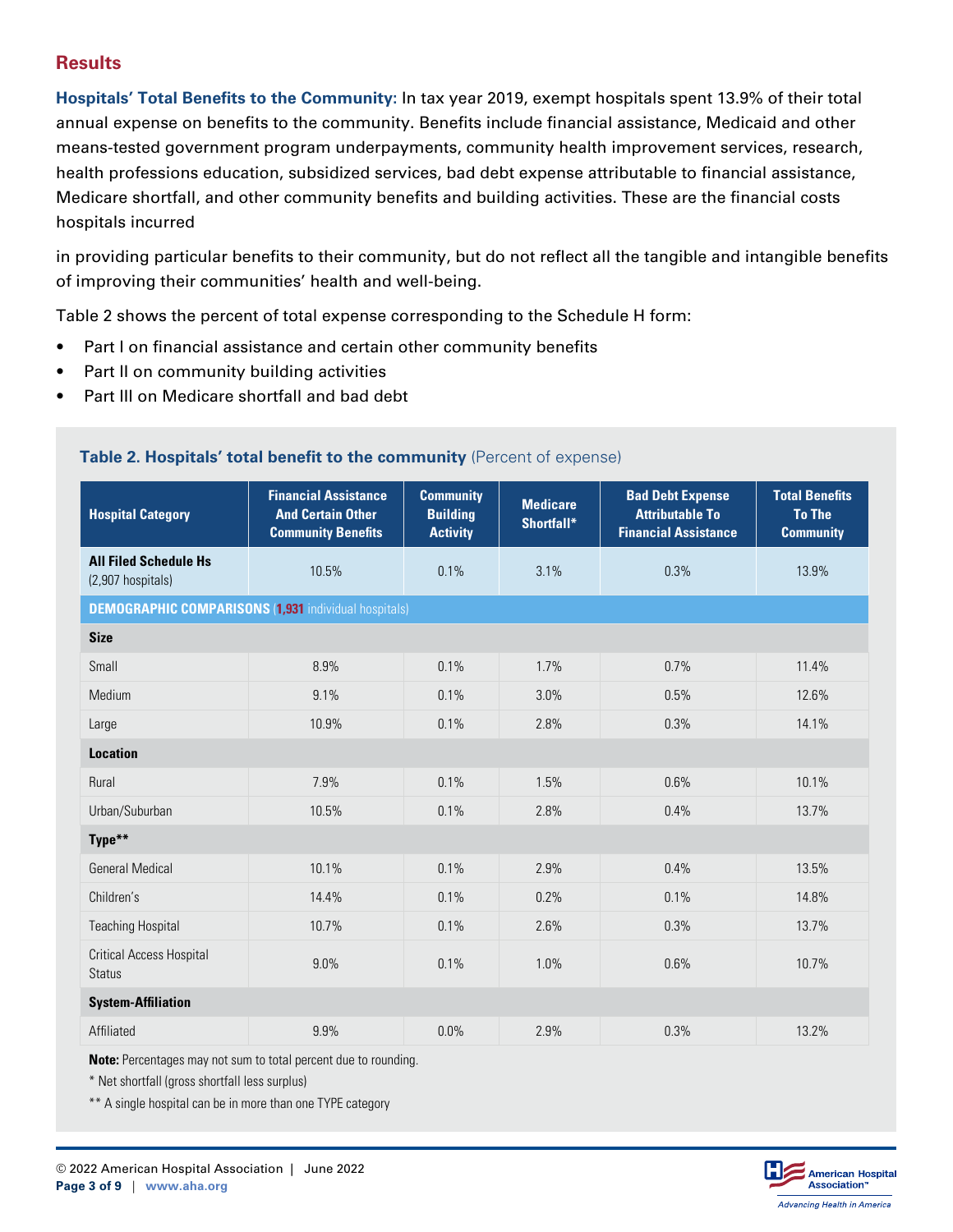## Results

**Hospitals' Total Benefits to the Community:** In tax year 2019, exempt hospitals spent 13.9% of their total annual expense on benefits to the community. Benefits include financial assistance, Medicaid and other means-tested government program underpayments, community health improvement services, research, health professions education, subsidized services, bad debt expense attributable to financial assistance, Medicare shortfall, and other community benefits and building activities. These are the financial costs hospitals incurred

in providing particular benefits to their community, but do not reflect all the tangible and intangible benefits of improving their communities' health and well-being.

Table 2 shows the percent of total expense corresponding to the Schedule H form:

- Part I on financial assistance and certain other community benefits
- Part II on community building activities
- Part III on Medicare shortfall and bad debt

**Table 2. Hospitals' total benefit to the community** (Percent of expense)

| Hospital Category | Financial Assistance And Certain Other Community Benefits | Community Building Activity | Medicare Shortfall* | Bad Debt Expense Attributable To Financial Assistance | Total Benefits To The Community |
|---|---|---|---|---|---|
| **All Filed Schedule Hs** (2,907 hospitals) | 10.5% | 0.1% | 3.1% | 0.3% | 13.9% |
| **DEMOGRAPHIC COMPARISONS** (1,931 individual hospitals) | | | | | |
| **Size** | | | | | |
| Small | 8.9% | 0.1% | 1.7% | 0.7% | 11.4% |
| Medium | 9.1% | 0.1% | 3.0% | 0.5% | 12.6% |
| Large | 10.9% | 0.1% | 2.8% | 0.3% | 14.1% |
| **Location** | | | | | |
| Rural | 7.9% | 0.1% | 1.5% | 0.6% | 10.1% |
| Urban/Suburban | 10.5% | 0.1% | 2.8% | 0.4% | 13.7% |
| **Type**** | | | | | |
| General Medical | 10.1% | 0.1% | 2.9% | 0.4% | 13.5% |
| Children's | 14.4% | 0.1% | 0.2% | 0.1% | 14.8% |
| Teaching Hospital | 10.7% | 0.1% | 2.6% | 0.3% | 13.7% |
| Critical Access Hospital Status | 9.0% | 0.1% | 1.0% | 0.6% | 10.7% |
| **System-Affiliation** | | | | | |
| Affiliated | 9.9% | 0.0% | 2.9% | 0.3% | 13.2% |

**Note:** Percentages may not sum to total percent due to rounding.

* Net shortfall (gross shortfall less surplus)

** A single hospital can be in more than one TYPE category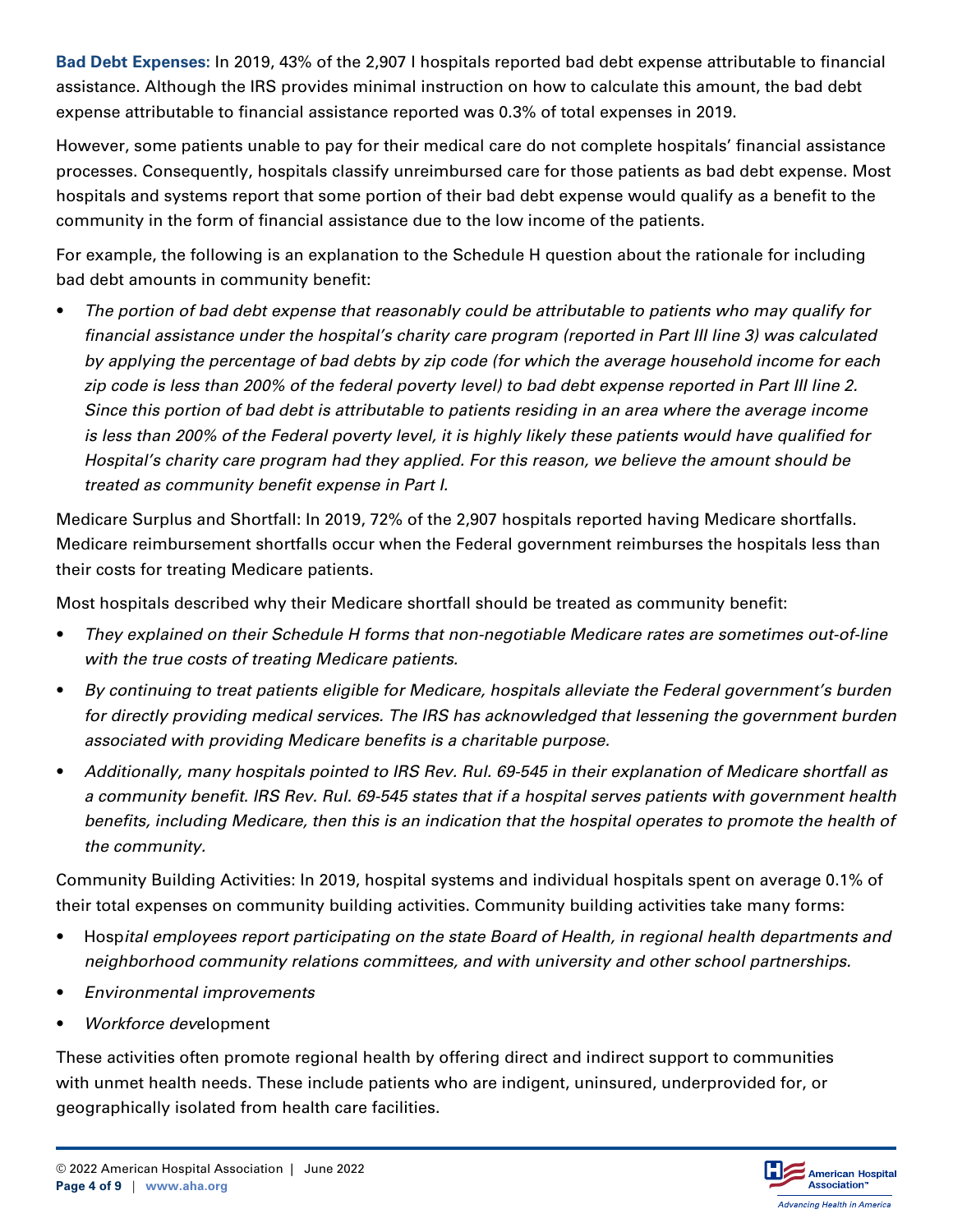**Bad Debt Expenses:** In 2019, 43% of the 2,907 I hospitals reported bad debt expense attributable to financial assistance. Although the IRS provides minimal instruction on how to calculate this amount, the bad debt expense attributable to financial assistance reported was 0.3% of total expenses in 2019.

However, some patients unable to pay for their medical care do not complete hospitals' financial assistance processes. Consequently, hospitals classify unreimbursed care for those patients as bad debt expense. Most hospitals and systems report that some portion of their bad debt expense would qualify as a benefit to the community in the form of financial assistance due to the low income of the patients.

For example, the following is an explanation to the Schedule H question about the rationale for including bad debt amounts in community benefit:

- *The portion of bad debt expense that reasonably could be attributable to patients who may qualify for financial assistance under the hospital's charity care program (reported in Part III line 3) was calculated by applying the percentage of bad debts by zip code (for which the average household income for each zip code is less than 200% of the federal poverty level) to bad debt expense reported in Part III line 2. Since this portion of bad debt is attributable to patients residing in an area where the average income is less than 200% of the Federal poverty level, it is highly likely these patients would have qualified for Hospital's charity care program had they applied. For this reason, we believe the amount should be treated as community benefit expense in Part I.*

Medicare Surplus and Shortfall: In 2019, 72% of the 2,907 hospitals reported having Medicare shortfalls. Medicare reimbursement shortfalls occur when the Federal government reimburses the hospitals less than their costs for treating Medicare patients.

Most hospitals described why their Medicare shortfall should be treated as community benefit:

- *They explained on their Schedule H forms that non-negotiable Medicare rates are sometimes out-of-line with the true costs of treating Medicare patients.*
- *By continuing to treat patients eligible for Medicare, hospitals alleviate the Federal government's burden for directly providing medical services. The IRS has acknowledged that lessening the government burden associated with providing Medicare benefits is a charitable purpose.*
- *Additionally, many hospitals pointed to IRS Rev. Rul. 69-545 in their explanation of Medicare shortfall as a community benefit. IRS Rev. Rul. 69-545 states that if a hospital serves patients with government health benefits, including Medicare, then this is an indication that the hospital operates to promote the health of the community.*

Community Building Activities: In 2019, hospital systems and individual hospitals spent on average 0.1% of their total expenses on community building activities. Community building activities take many forms:

- Hosp*ital employees report participating on the state Board of Health, in regional health departments and neighborhood community relations committees, and with university and other school partnerships.*
- *Environmental improvements*
- *Workforce dev*elopment

These activities often promote regional health by offering direct and indirect support to communities with unmet health needs. These include patients who are indigent, uninsured, underprovided for, or geographically isolated from health care facilities.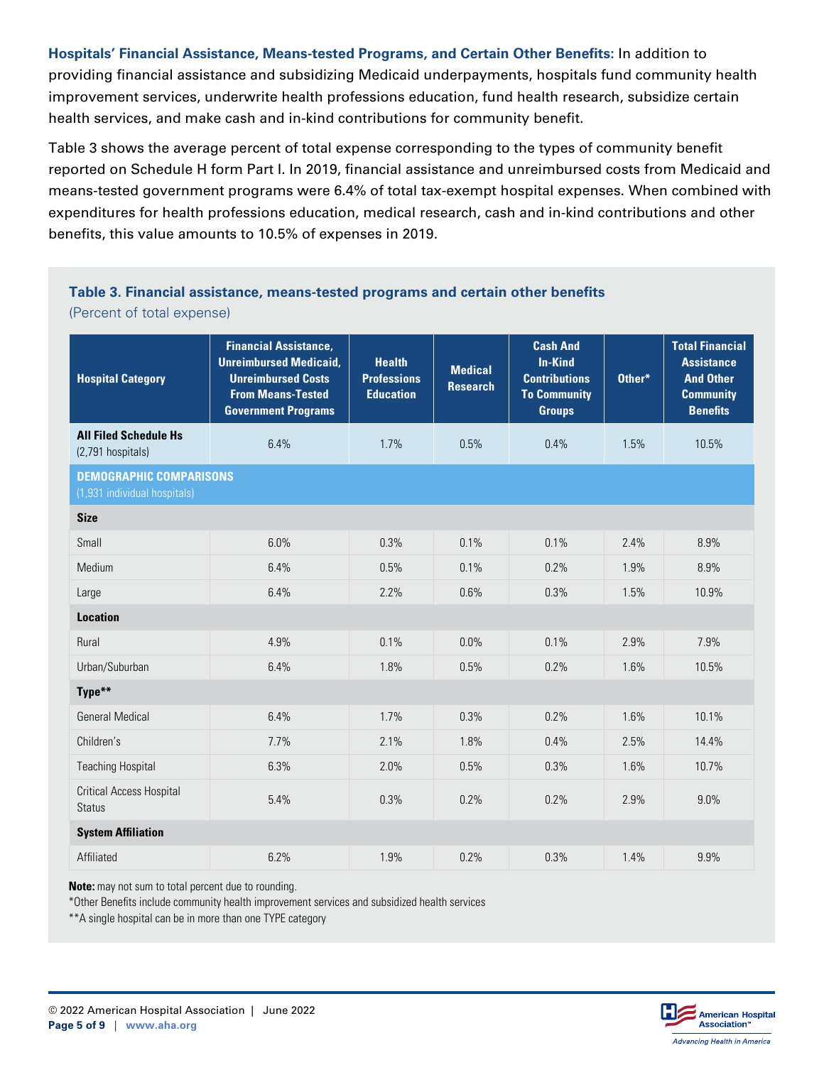**Hospitals' Financial Assistance, Means-tested Programs, and Certain Other Benefits:** In addition to providing financial assistance and subsidizing Medicaid underpayments, hospitals fund community health improvement services, underwrite health professions education, fund health research, subsidize certain health services, and make cash and in-kind contributions for community benefit.

Table 3 shows the average percent of total expense corresponding to the types of community benefit reported on Schedule H form Part I. In 2019, financial assistance and unreimbursed costs from Medicaid and means-tested government programs were 6.4% of total tax-exempt hospital expenses. When combined with expenditures for health professions education, medical research, cash and in-kind contributions and other benefits, this value amounts to 10.5% of expenses in 2019.

### Table 3. Financial assistance, means-tested programs and certain other benefits

(Percent of total expense)

| Hospital Category | Financial Assistance, Unreimbursed Medicaid, Unreimbursed Costs From Means-Tested Government Programs | Health Professions Education | Medical Research | Cash And In-Kind Contributions To Community Groups | Other* | Total Financial Assistance And Other Community Benefits |
|---|---|---|---|---|---|---|
| **All Filed Schedule Hs** (2,791 hospitals) | 6.4% | 1.7% | 0.5% | 0.4% | 1.5% | 10.5% |
| **DEMOGRAPHIC COMPARISONS** (1,931 individual hospitals) | | | | | | |
| **Size** | | | | | | |
| Small | 6.0% | 0.3% | 0.1% | 0.1% | 2.4% | 8.9% |
| Medium | 6.4% | 0.5% | 0.1% | 0.2% | 1.9% | 8.9% |
| Large | 6.4% | 2.2% | 0.6% | 0.3% | 1.5% | 10.9% |
| **Location** | | | | | | |
| Rural | 4.9% | 0.1% | 0.0% | 0.1% | 2.9% | 7.9% |
| Urban/Suburban | 6.4% | 1.8% | 0.5% | 0.2% | 1.6% | 10.5% |
| **Type**** | | | | | | |
| General Medical | 6.4% | 1.7% | 0.3% | 0.2% | 1.6% | 10.1% |
| Children's | 7.7% | 2.1% | 1.8% | 0.4% | 2.5% | 14.4% |
| Teaching Hospital | 6.3% | 2.0% | 0.5% | 0.3% | 1.6% | 10.7% |
| Critical Access Hospital Status | 5.4% | 0.3% | 0.2% | 0.2% | 2.9% | 9.0% |
| **System Affiliation** | | | | | | |
| Affiliated | 6.2% | 1.9% | 0.2% | 0.3% | 1.4% | 9.9% |

**Note:** may not sum to total percent due to rounding.

*Other Benefits include community health improvement services and subsidized health services

**A single hospital can be in more than one TYPE category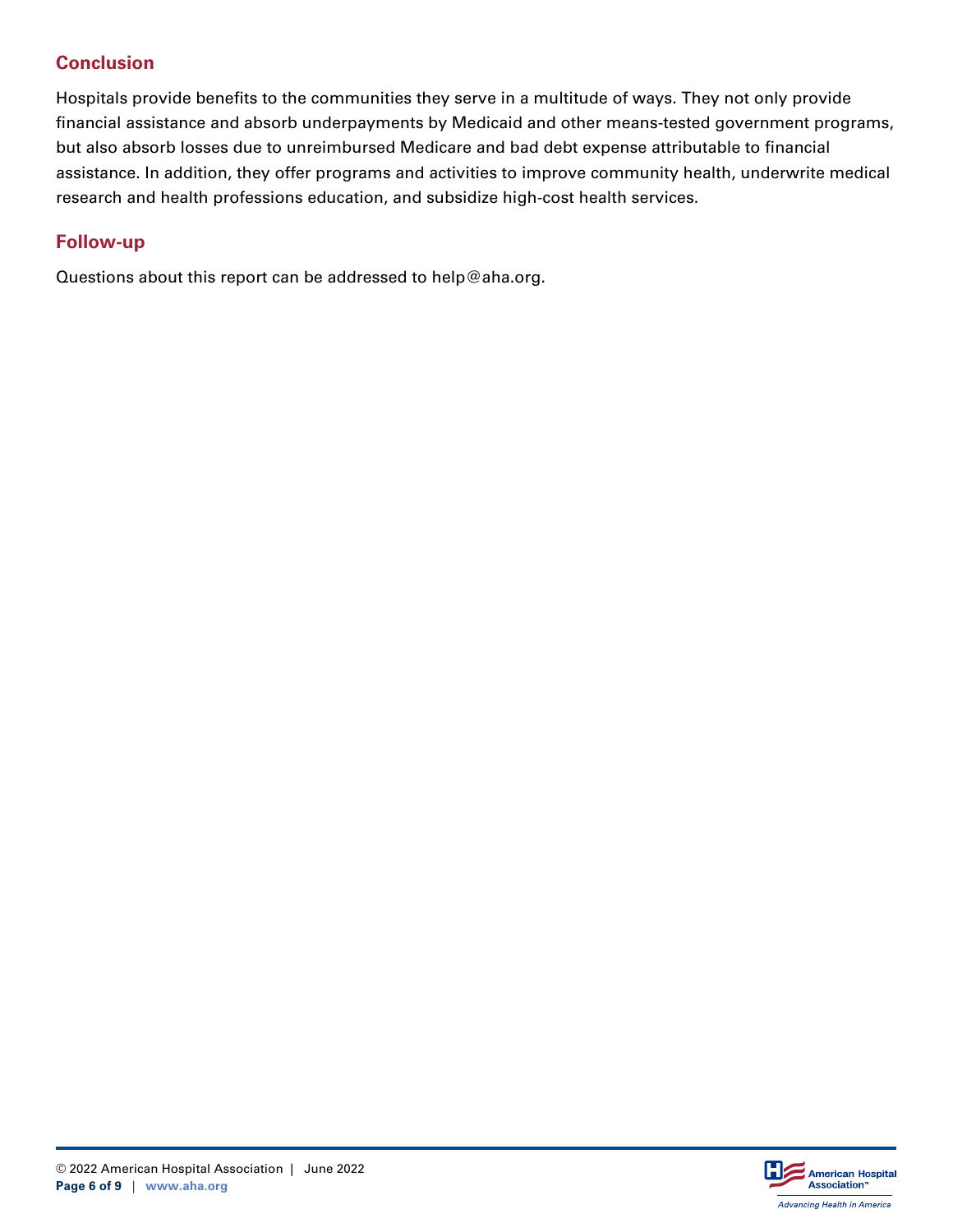## Conclusion

Hospitals provide benefits to the communities they serve in a multitude of ways. They not only provide financial assistance and absorb underpayments by Medicaid and other means-tested government programs, but also absorb losses due to unreimbursed Medicare and bad debt expense attributable to financial assistance. In addition, they offer programs and activities to improve community health, underwrite medical research and health professions education, and subsidize high-cost health services.

## Follow-up

Questions about this report can be addressed to help@aha.org.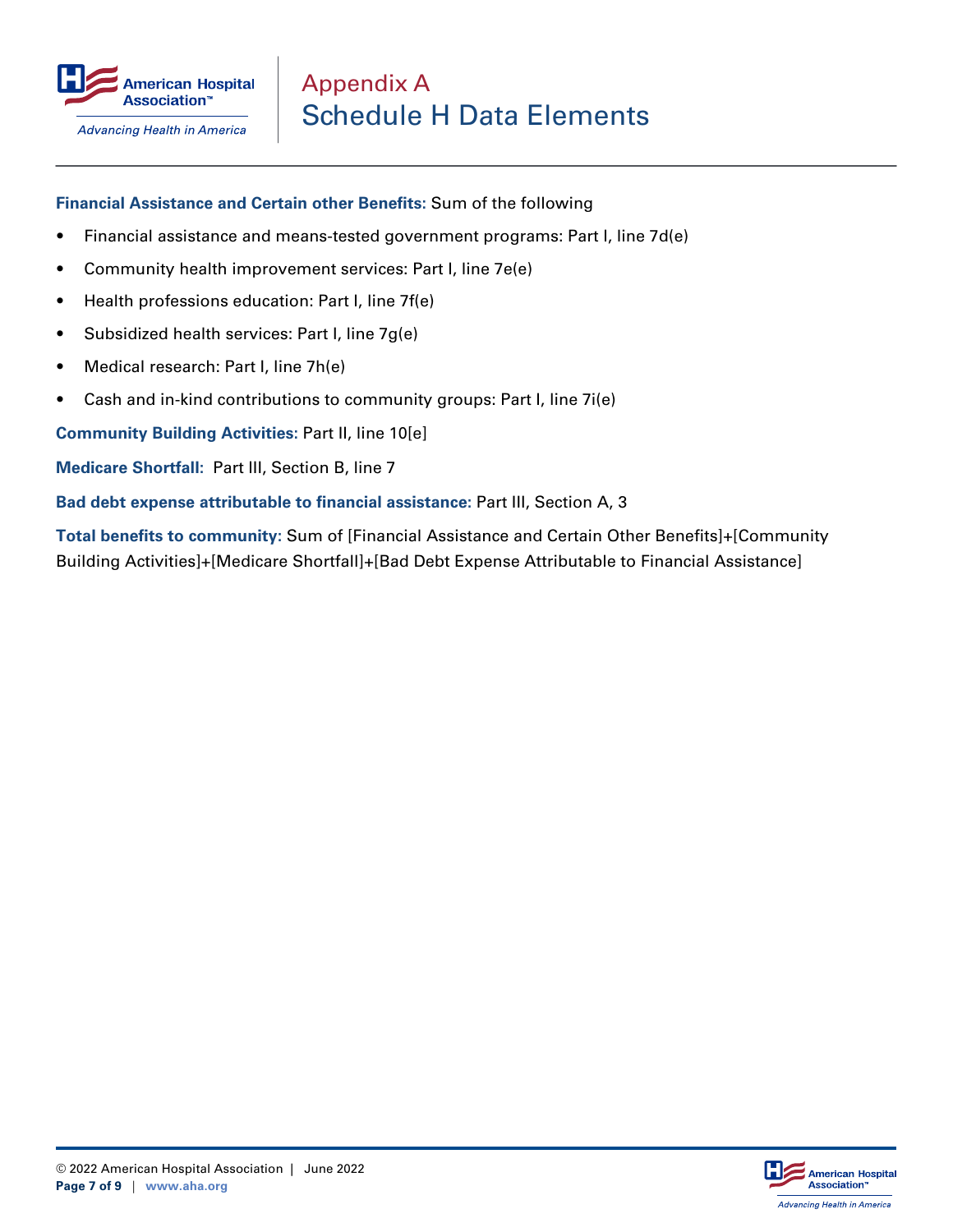# Appendix A
## Schedule H Data Elements

**Financial Assistance and Certain other Benefits:** Sum of the following

- Financial assistance and means-tested government programs: Part I, line 7d(e)
- Community health improvement services: Part I, line 7e(e)
- Health professions education: Part I, line 7f(e)
- Subsidized health services: Part I, line 7g(e)
- Medical research: Part I, line 7h(e)
- Cash and in-kind contributions to community groups: Part I, line 7i(e)

**Community Building Activities:** Part II, line 10[e]

**Medicare Shortfall:** Part III, Section B, line 7

**Bad debt expense attributable to financial assistance:** Part III, Section A, 3

**Total benefits to community:** Sum of [Financial Assistance and Certain Other Benefits]+[Community Building Activities]+[Medicare Shortfall]+[Bad Debt Expense Attributable to Financial Assistance]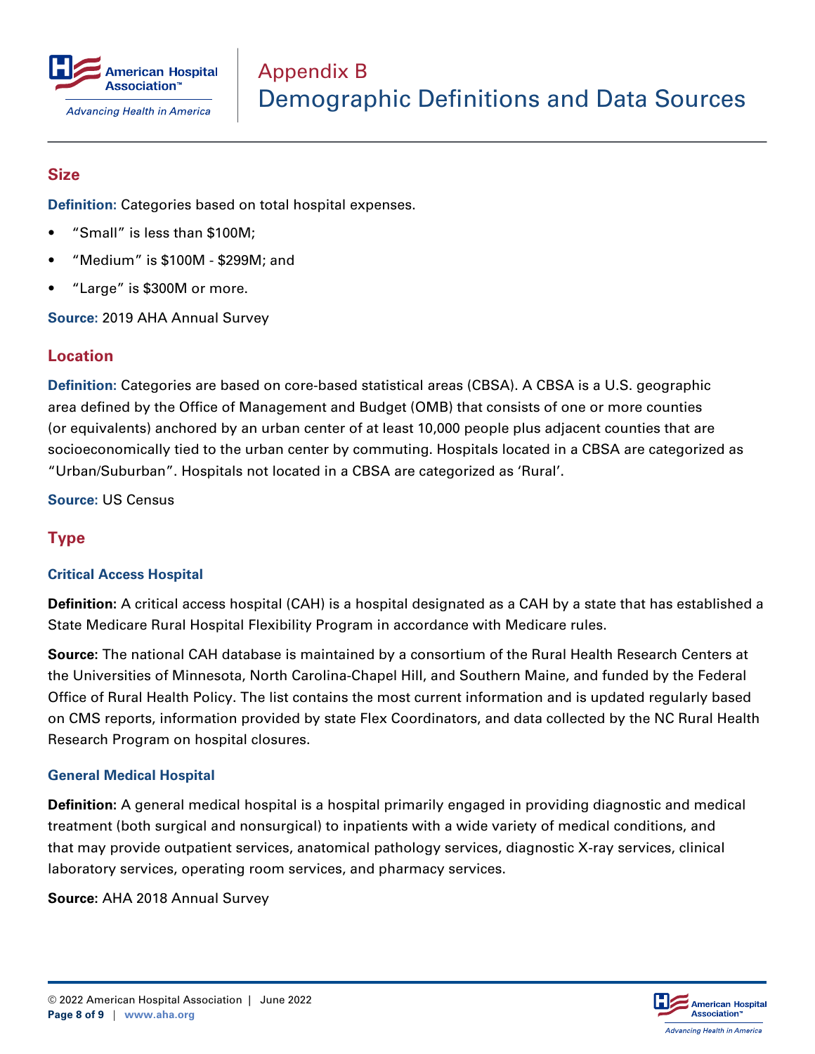# Appendix B
# Demographic Definitions and Data Sources

## Size

**Definition:** Categories based on total hospital expenses.

- "Small" is less than $100M;
- "Medium" is $100M - $299M; and
- "Large" is $300M or more.

**Source:** 2019 AHA Annual Survey

## Location

**Definition:** Categories are based on core-based statistical areas (CBSA). A CBSA is a U.S. geographic area defined by the Office of Management and Budget (OMB) that consists of one or more counties (or equivalents) anchored by an urban center of at least 10,000 people plus adjacent counties that are socioeconomically tied to the urban center by commuting. Hospitals located in a CBSA are categorized as "Urban/Suburban". Hospitals not located in a CBSA are categorized as 'Rural'.

**Source:** US Census

## Type

### Critical Access Hospital

**Definition:** A critical access hospital (CAH) is a hospital designated as a CAH by a state that has established a State Medicare Rural Hospital Flexibility Program in accordance with Medicare rules.

**Source:** The national CAH database is maintained by a consortium of the Rural Health Research Centers at the Universities of Minnesota, North Carolina-Chapel Hill, and Southern Maine, and funded by the Federal Office of Rural Health Policy. The list contains the most current information and is updated regularly based on CMS reports, information provided by state Flex Coordinators, and data collected by the NC Rural Health Research Program on hospital closures.

### General Medical Hospital

**Definition:** A general medical hospital is a hospital primarily engaged in providing diagnostic and medical treatment (both surgical and nonsurgical) to inpatients with a wide variety of medical conditions, and that may provide outpatient services, anatomical pathology services, diagnostic X-ray services, clinical laboratory services, operating room services, and pharmacy services.

**Source:** AHA 2018 Annual Survey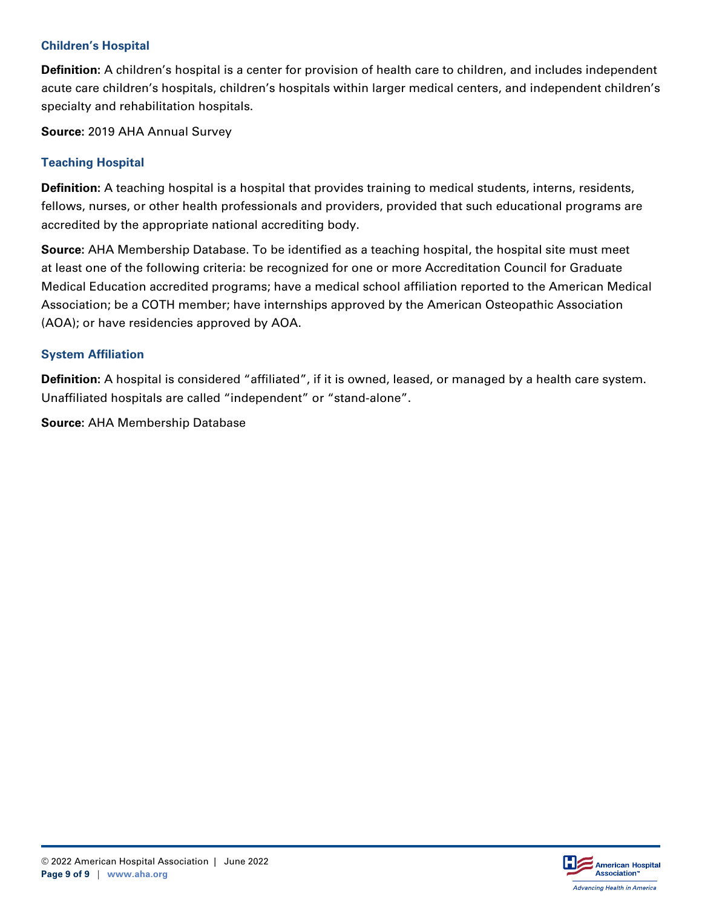### Children's Hospital

**Definition:** A children's hospital is a center for provision of health care to children, and includes independent acute care children's hospitals, children's hospitals within larger medical centers, and independent children's specialty and rehabilitation hospitals.

**Source:** 2019 AHA Annual Survey

### Teaching Hospital

**Definition:** A teaching hospital is a hospital that provides training to medical students, interns, residents, fellows, nurses, or other health professionals and providers, provided that such educational programs are accredited by the appropriate national accrediting body.

**Source:** AHA Membership Database. To be identified as a teaching hospital, the hospital site must meet at least one of the following criteria: be recognized for one or more Accreditation Council for Graduate Medical Education accredited programs; have a medical school affiliation reported to the American Medical Association; be a COTH member; have internships approved by the American Osteopathic Association (AOA); or have residencies approved by AOA.

### System Affiliation

**Definition:** A hospital is considered "affiliated", if it is owned, leased, or managed by a health care system. Unaffiliated hospitals are called "independent" or "stand-alone".

**Source:** AHA Membership Database